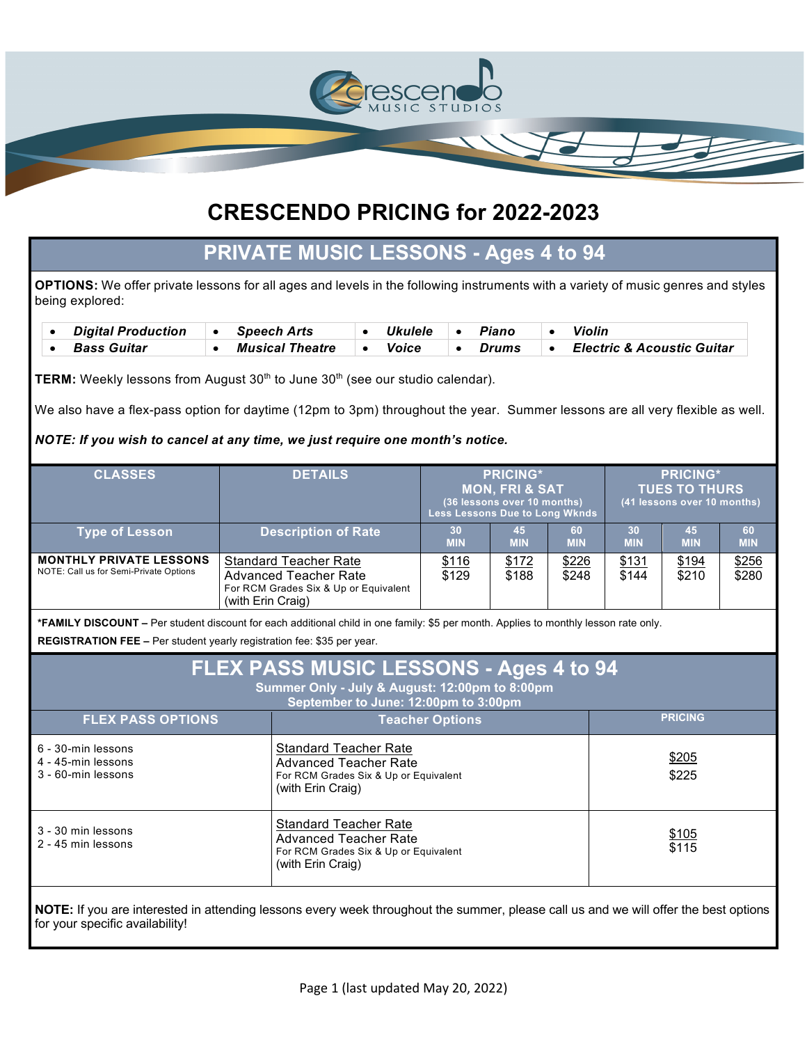# CRESCENDO PRICING for 2022-2023

## PRIVATE MUSIC LESSONS - Ages 4 to 94

**OPTIONS:** We offer private lessons for all ages and levels in the following instruments with a variety of music genres and styles being explored:

| | | | | |
|---|---|---|---|---|
| • ***Digital Production*** | • ***Speech Arts*** | • ***Ukulele*** | • ***Piano*** | • ***Violin*** |
| • ***Bass Guitar*** | • ***Musical Theatre*** | • ***Voice*** | • ***Drums*** | • ***Electric & Acoustic Guitar*** |

**TERM:** Weekly lessons from August 30th to June 30th (see our studio calendar).

We also have a flex-pass option for daytime (12pm to 3pm) throughout the year. Summer lessons are all very flexible as well.

***NOTE: If you wish to cancel at any time, we just require one month's notice.***

| CLASSES | DETAILS | PRICING* MON, FRI & SAT (36 lessons over 10 months) Less Lessons Due to Long Wknds | | | PRICING* TUES TO THURS (41 lessons over 10 months) | | |
|---|---|---|---|---|---|---|---|
| Type of Lesson | Description of Rate | 30 MIN | 45 MIN | 60 MIN | 30 MIN | 45 MIN | 60 MIN |
| **MONTHLY PRIVATE LESSONS** NOTE: Call us for Semi-Private Options | Standard Teacher Rate<br>Advanced Teacher Rate<br>For RCM Grades Six & Up or Equivalent (with Erin Craig) | $116<br>$129 | $172<br>$188 | $226<br>$248 | $131<br>$144 | $194<br>$210 | $256<br>$280 |

***FAMILY DISCOUNT –** Per student discount for each additional child in one family: $5 per month. Applies to monthly lesson rate only.

**REGISTRATION FEE –** Per student yearly registration fee: $35 per year.

## FLEX PASS MUSIC LESSONS - Ages 4 to 94

**Summer Only - July & August: 12:00pm to 8:00pm**
**September to June: 12:00pm to 3:00pm**

| FLEX PASS OPTIONS | Teacher Options | PRICING |
|---|---|---|
| 6 - 30-min lessons<br>4 - 45-min lessons<br>3 - 60-min lessons | Standard Teacher Rate<br>Advanced Teacher Rate<br>For RCM Grades Six & Up or Equivalent (with Erin Craig) | $205<br>$225 |
| 3 - 30 min lessons<br>2 - 45 min lessons | Standard Teacher Rate<br>Advanced Teacher Rate<br>For RCM Grades Six & Up or Equivalent (with Erin Craig) | $105<br>$115 |

**NOTE:** If you are interested in attending lessons every week throughout the summer, please call us and we will offer the best options for your specific availability!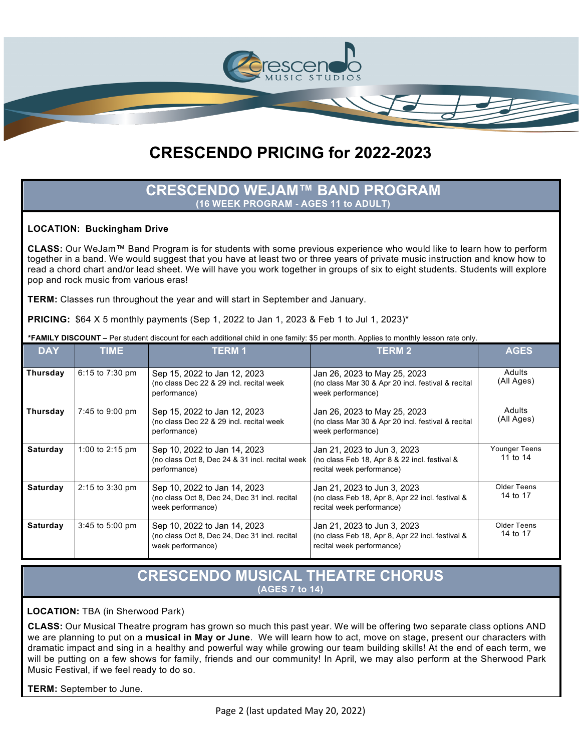# CRESCENDO PRICING for 2022-2023

## CRESCENDO WEJAM™ BAND PROGRAM

**(16 WEEK PROGRAM - AGES 11 to ADULT)**

**LOCATION: Buckingham Drive**

**CLASS:** Our WeJam™ Band Program is for students with some previous experience who would like to learn how to perform together in a band. We would suggest that you have at least two or three years of private music instruction and know how to read a chord chart and/or lead sheet. We will have you work together in groups of six to eight students. Students will explore pop and rock music from various eras!

**TERM:** Classes run throughout the year and will start in September and January.

**PRICING:** $64 X 5 monthly payments (Sep 1, 2022 to Jan 1, 2023 & Feb 1 to Jul 1, 2023)*

***FAMILY DISCOUNT –** Per student discount for each additional child in one family: $5 per month. Applies to monthly lesson rate only.

| DAY | TIME | TERM 1 | TERM 2 | AGES |
|---|---|---|---|---|
| **Thursday** | 6:15 to 7:30 pm | Sep 15, 2022 to Jan 12, 2023 (no class Dec 22 & 29 incl. recital week performance) | Jan 26, 2023 to May 25, 2023 (no class Mar 30 & Apr 20 incl. festival & recital week performance) | Adults (All Ages) |
| **Thursday** | 7:45 to 9:00 pm | Sep 15, 2022 to Jan 12, 2023 (no class Dec 22 & 29 incl. recital week performance) | Jan 26, 2023 to May 25, 2023 (no class Mar 30 & Apr 20 incl. festival & recital week performance) | Adults (All Ages) |
| **Saturday** | 1:00 to 2:15 pm | Sep 10, 2022 to Jan 14, 2023 (no class Oct 8, Dec 24 & 31 incl. recital week performance) | Jan 21, 2023 to Jun 3, 2023 (no class Feb 18, Apr 8 & 22 incl. festival & recital week performance) | Younger Teens 11 to 14 |
| **Saturday** | 2:15 to 3:30 pm | Sep 10, 2022 to Jan 14, 2023 (no class Oct 8, Dec 24, Dec 31 incl. recital week performance) | Jan 21, 2023 to Jun 3, 2023 (no class Feb 18, Apr 8, Apr 22 incl. festival & recital week performance) | Older Teens 14 to 17 |
| **Saturday** | 3:45 to 5:00 pm | Sep 10, 2022 to Jan 14, 2023 (no class Oct 8, Dec 24, Dec 31 incl. recital week performance) | Jan 21, 2023 to Jun 3, 2023 (no class Feb 18, Apr 8, Apr 22 incl. festival & recital week performance) | Older Teens 14 to 17 |

## CRESCENDO MUSICAL THEATRE CHORUS

**(AGES 7 to 14)**

**LOCATION:** TBA (in Sherwood Park)

**CLASS:** Our Musical Theatre program has grown so much this past year. We will be offering two separate class options AND we are planning to put on a **musical in May or June**. We will learn how to act, move on stage, present our characters with dramatic impact and sing in a healthy and powerful way while growing our team building skills! At the end of each term, we will be putting on a few shows for family, friends and our community! In April, we may also perform at the Sherwood Park Music Festival, if we feel ready to do so.

**TERM:** September to June.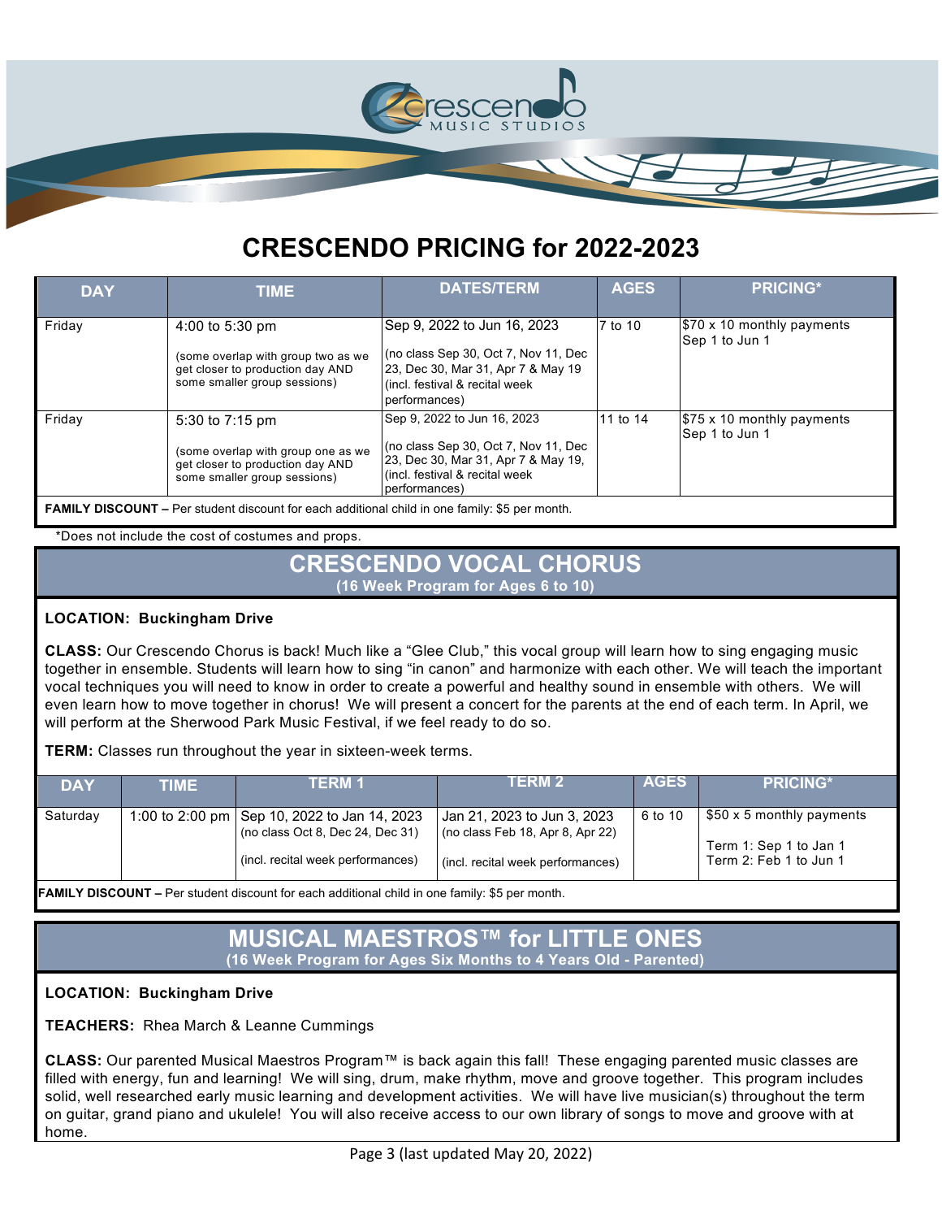# CRESCENDO PRICING for 2022-2023

| DAY | TIME | DATES/TERM | AGES | PRICING* |
|---|---|---|---|---|
| Friday | 4:00 to 5:30 pm<br><br>(some overlap with group two as we get closer to production day AND some smaller group sessions) | Sep 9, 2022 to Jun 16, 2023<br><br>(no class Sep 30, Oct 7, Nov 11, Dec 23, Dec 30, Mar 31, Apr 7 & May 19 (incl. festival & recital week performances) | 7 to 10 | $70 x 10 monthly payments Sep 1 to Jun 1 |
| Friday | 5:30 to 7:15 pm<br><br>(some overlap with group one as we get closer to production day AND some smaller group sessions) | Sep 9, 2022 to Jun 16, 2023<br><br>(no class Sep 30, Oct 7, Nov 11, Dec 23, Dec 30, Mar 31, Apr 7 & May 19, (incl. festival & recital week performances) | 11 to 14 | $75 x 10 monthly payments Sep 1 to Jun 1 |
| **FAMILY DISCOUNT –** Per student discount for each additional child in one family: $5 per month. | | | | |

*Does not include the cost of costumes and props.

## CRESCENDO VOCAL CHORUS

**(16 Week Program for Ages 6 to 10)**

**LOCATION: Buckingham Drive**

**CLASS:** Our Crescendo Chorus is back! Much like a "Glee Club," this vocal group will learn how to sing engaging music together in ensemble. Students will learn how to sing "in canon" and harmonize with each other. We will teach the important vocal techniques you will need to know in order to create a powerful and healthy sound in ensemble with others. We will even learn how to move together in chorus! We will present a concert for the parents at the end of each term. In April, we will perform at the Sherwood Park Music Festival, if we feel ready to do so.

**TERM:** Classes run throughout the year in sixteen-week terms.

| DAY | TIME | TERM 1 | TERM 2 | AGES | PRICING* |
|---|---|---|---|---|---|
| Saturday | 1:00 to 2:00 pm | Sep 10, 2022 to Jan 14, 2023<br>(no class Oct 8, Dec 24, Dec 31)<br><br>(incl. recital week performances) | Jan 21, 2023 to Jun 3, 2023<br>(no class Feb 18, Apr 8, Apr 22)<br><br>(incl. recital week performances) | 6 to 10 | $50 x 5 monthly payments<br><br>Term 1: Sep 1 to Jan 1<br>Term 2: Feb 1 to Jun 1 |
| **FAMILY DISCOUNT –** Per student discount for each additional child in one family: $5 per month. | | | | | |

## MUSICAL MAESTROS™ for LITTLE ONES

**(16 Week Program for Ages Six Months to 4 Years Old - Parented)**

**LOCATION: Buckingham Drive**

**TEACHERS:** Rhea March & Leanne Cummings

**CLASS:** Our parented Musical Maestros Program™ is back again this fall! These engaging parented music classes are filled with energy, fun and learning! We will sing, drum, make rhythm, move and groove together. This program includes solid, well researched early music learning and development activities. We will have live musician(s) throughout the term on guitar, grand piano and ukulele! You will also receive access to our own library of songs to move and groove with at home.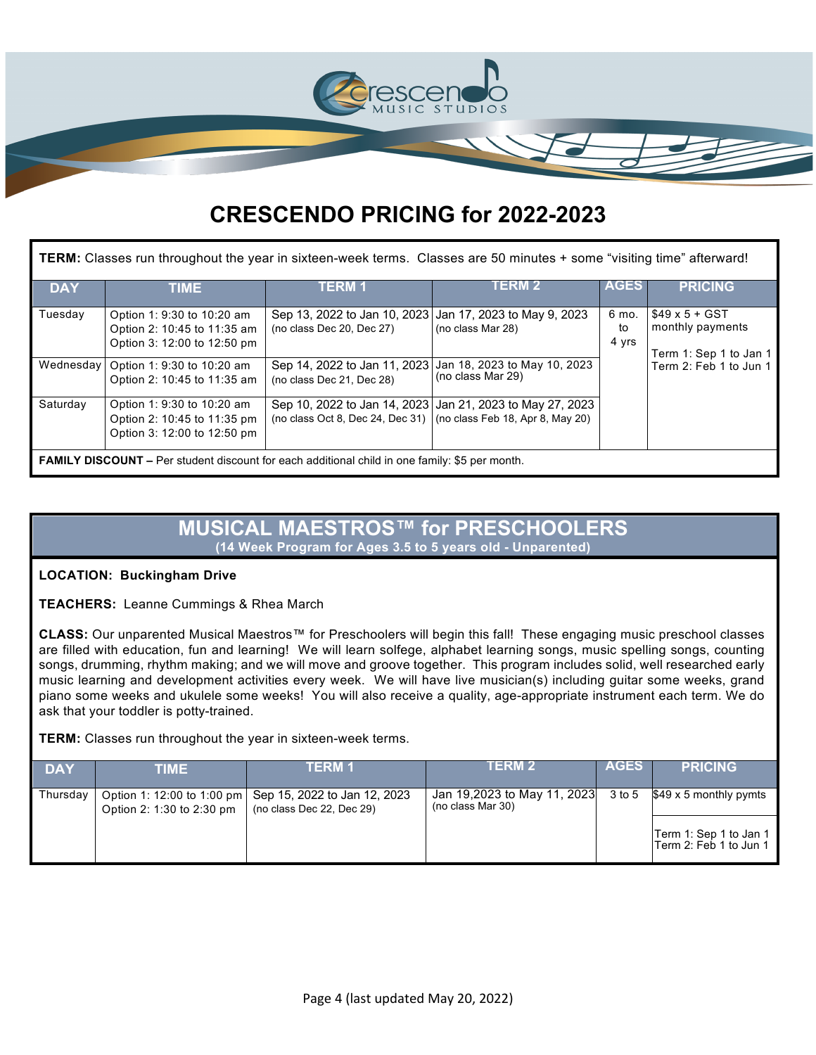# CRESCENDO PRICING for 2022-2023

**TERM:** Classes run throughout the year in sixteen-week terms. Classes are 50 minutes + some "visiting time" afterward!

| DAY | TIME | TERM 1 | TERM 2 | AGES | PRICING |
|---|---|---|---|---|---|
| Tuesday | Option 1: 9:30 to 10:20 am<br>Option 2: 10:45 to 11:35 am<br>Option 3: 12:00 to 12:50 pm | Sep 13, 2022 to Jan 10, 2023<br>(no class Dec 20, Dec 27) | Jan 17, 2023 to May 9, 2023<br>(no class Mar 28) | 6 mo. to 4 yrs | $49 x 5 + GST monthly payments<br><br>Term 1: Sep 1 to Jan 1<br>Term 2: Feb 1 to Jun 1 |
| Wednesday | Option 1: 9:30 to 10:20 am<br>Option 2: 10:45 to 11:35 am | Sep 14, 2022 to Jan 11, 2023<br>(no class Dec 21, Dec 28) | Jan 18, 2023 to May 10, 2023<br>(no class Mar 29) | | |
| Saturday | Option 1: 9:30 to 10:20 am<br>Option 2: 10:45 to 11:35 pm<br>Option 3: 12:00 to 12:50 pm | Sep 10, 2022 to Jan 14, 2023<br>(no class Oct 8, Dec 24, Dec 31) | Jan 21, 2023 to May 27, 2023<br>(no class Feb 18, Apr 8, May 20) | | |

**FAMILY DISCOUNT –** Per student discount for each additional child in one family: $5 per month.

## MUSICAL MAESTROS™ for PRESCHOOLERS

**(14 Week Program for Ages 3.5 to 5 years old - Unparented)**

**LOCATION: Buckingham Drive**

**TEACHERS:** Leanne Cummings & Rhea March

**CLASS:** Our unparented Musical Maestros™ for Preschoolers will begin this fall! These engaging music preschool classes are filled with education, fun and learning! We will learn solfege, alphabet learning songs, music spelling songs, counting songs, drumming, rhythm making; and we will move and groove together. This program includes solid, well researched early music learning and development activities every week. We will have live musician(s) including guitar some weeks, grand piano some weeks and ukulele some weeks! You will also receive a quality, age-appropriate instrument each term. We do ask that your toddler is potty-trained.

**TERM:** Classes run throughout the year in sixteen-week terms.

| DAY | TIME | TERM 1 | TERM 2 | AGES | PRICING |
|---|---|---|---|---|---|
| Thursday | Option 1: 12:00 to 1:00 pm<br>Option 2: 1:30 to 2:30 pm | Sep 15, 2022 to Jan 12, 2023<br>(no class Dec 22, Dec 29) | Jan 19,2023 to May 11, 2023<br>(no class Mar 30) | 3 to 5 | $49 x 5 monthly pymts<br><br>Term 1: Sep 1 to Jan 1<br>Term 2: Feb 1 to Jun 1 |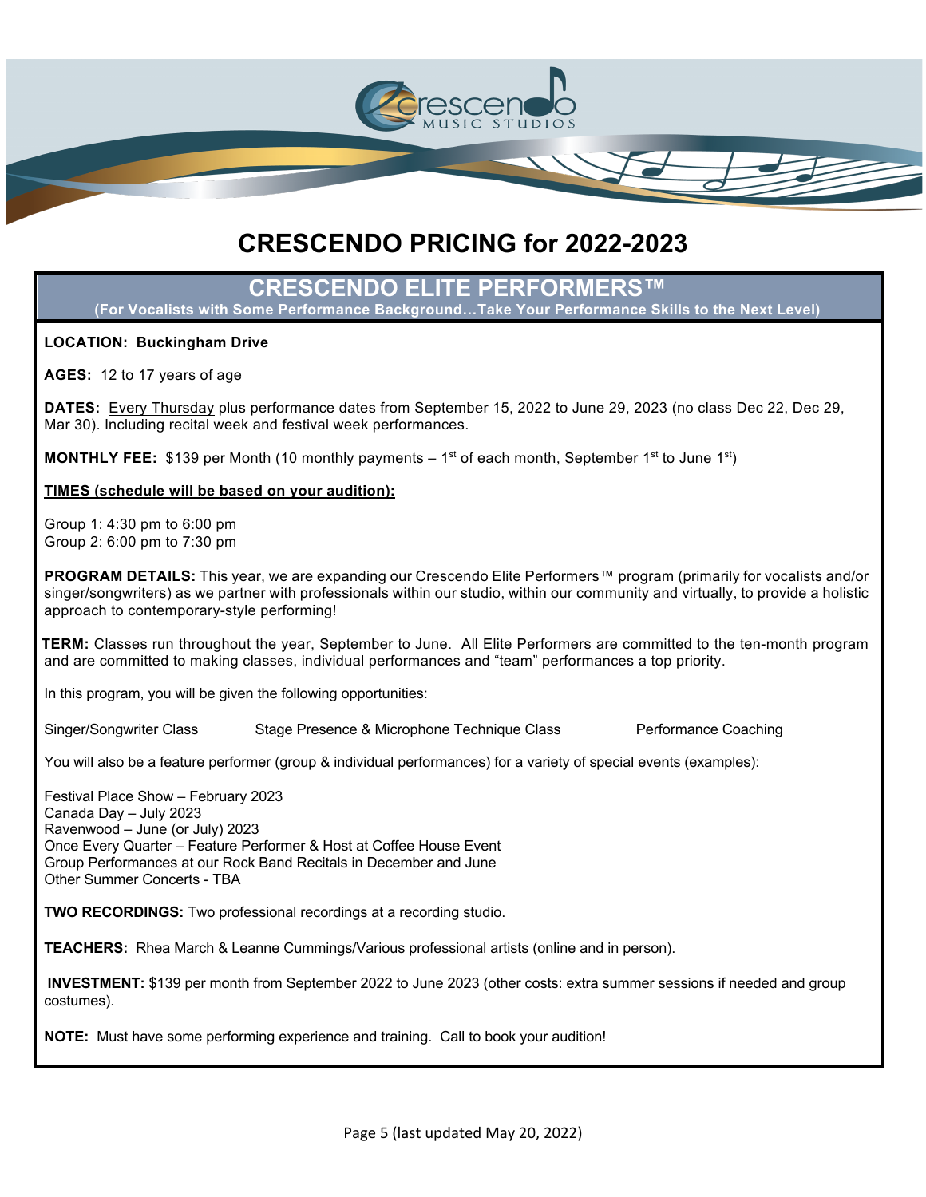# CRESCENDO PRICING for 2022-2023

## CRESCENDO ELITE PERFORMERS™

**(For Vocalists with Some Performance Background…Take Your Performance Skills to the Next Level)**

**LOCATION: Buckingham Drive**

**AGES:** 12 to 17 years of age

**DATES:** Every Thursday plus performance dates from September 15, 2022 to June 29, 2023 (no class Dec 22, Dec 29, Mar 30). Including recital week and festival week performances.

**MONTHLY FEE:** $139 per Month (10 monthly payments – 1st of each month, September 1st to June 1st)

**TIMES (schedule will be based on your audition):**

Group 1: 4:30 pm to 6:00 pm
Group 2: 6:00 pm to 7:30 pm

**PROGRAM DETAILS:** This year, we are expanding our Crescendo Elite Performers™ program (primarily for vocalists and/or singer/songwriters) as we partner with professionals within our studio, within our community and virtually, to provide a holistic approach to contemporary-style performing!

**TERM:** Classes run throughout the year, September to June. All Elite Performers are committed to the ten-month program and are committed to making classes, individual performances and "team" performances a top priority.

In this program, you will be given the following opportunities:

Singer/Songwriter Class | Stage Presence & Microphone Technique Class | Performance Coaching

You will also be a feature performer (group & individual performances) for a variety of special events (examples):

Festival Place Show – February 2023
Canada Day – July 2023
Ravenwood – June (or July) 2023
Once Every Quarter – Feature Performer & Host at Coffee House Event
Group Performances at our Rock Band Recitals in December and June
Other Summer Concerts - TBA

**TWO RECORDINGS:** Two professional recordings at a recording studio.

**TEACHERS:** Rhea March & Leanne Cummings/Various professional artists (online and in person).

**INVESTMENT:** $139 per month from September 2022 to June 2023 (other costs: extra summer sessions if needed and group costumes).

**NOTE:** Must have some performing experience and training. Call to book your audition!